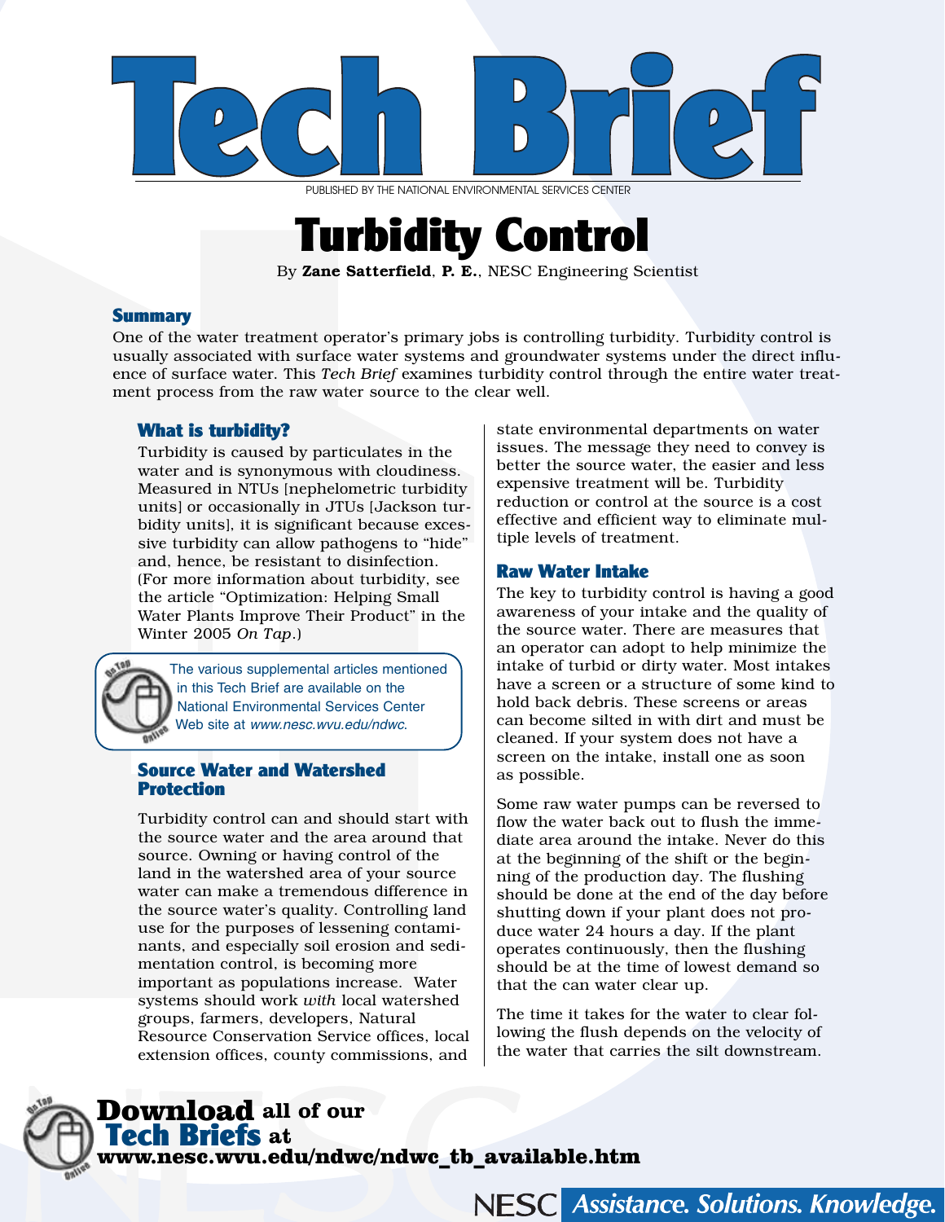# Tech Brief

PUBLISHED BY THE NATIONAL ENVIRONMENTAL SERVICES CENTER

# Turbidity Control

By **Zane Satterfield**, **P. E.**, NESC Engineering Scientist

## Summary

One of the water treatment operator's primary jobs is controlling turbidity. Turbidity control is usually associated with surface water systems and groundwater systems under the direct influence of surface water. This *Tech Brief* examines turbidity control through the entire water treatment process from the raw water source to the clear well.

### What is turbidity?

Turbidity is caused by particulates in the water and is synonymous with cloudiness. Measured in NTUs [nephelometric turbidity units] or occasionally in JTUs [Jackson turbidity units], it is significant because excessive turbidity can allow pathogens to "hide" and, hence, be resistant to disinfection. (For more information about turbidity, see the article "Optimization: Helping Small Water Plants Improve Their Product" in the Winter 2005 *On Tap*.)

The various supplemental articles mentioned in this Tech Brief are available on the National Environmental Services Center Web site at *www.nesc.wvu.edu/ndwc*.

### Source Water and Watershed Protection

Turbidity control can and should start with the source water and the area around that source. Owning or having control of the land in the watershed area of your source water can make a tremendous difference in the source water's quality. Controlling land use for the purposes of lessening contaminants, and especially soil erosion and sedimentation control, is becoming more important as populations increase. Water systems should work *with* local watershed groups, farmers, developers, Natural Resource Conservation Service offices, local extension offices, county commissions, and state environmental departments on water issues. The message they need to convey is better the source water, the easier and less expensive treatment will be. Turbidity reduction or control at the source is a cost effective and efficient way to eliminate multiple levels of treatment.

### Raw Water Intake

The key to turbidity control is having a good awareness of your intake and the quality of the source water. There are measures that an operator can adopt to help minimize the intake of turbid or dirty water. Most intakes have a screen or a structure of some kind to hold back debris. These screens or areas can become silted in with dirt and must be cleaned. If your system does not have a screen on the intake, install one as soon as possible.

Some raw water pumps can be reversed to flow the water back out to flush the immediate area around the intake. Never do this at the beginning of the shift or the beginning of the production day. The flushing should be done at the end of the day before shutting down if your plant does not produce water 24 hours a day. If the plant operates continuously, then the flushing should be at the time of lowest demand so that the can water clear up.

The time it takes for the water to clear following the flush depends on the velocity of the water that carries the silt downstream.

**Download** all of our **Tech Briefs** at **www.nesc.wvu.edu/ndwc/ndwc_tb_available.htm**

NESC *Assistance. Solutions. Knowledge.*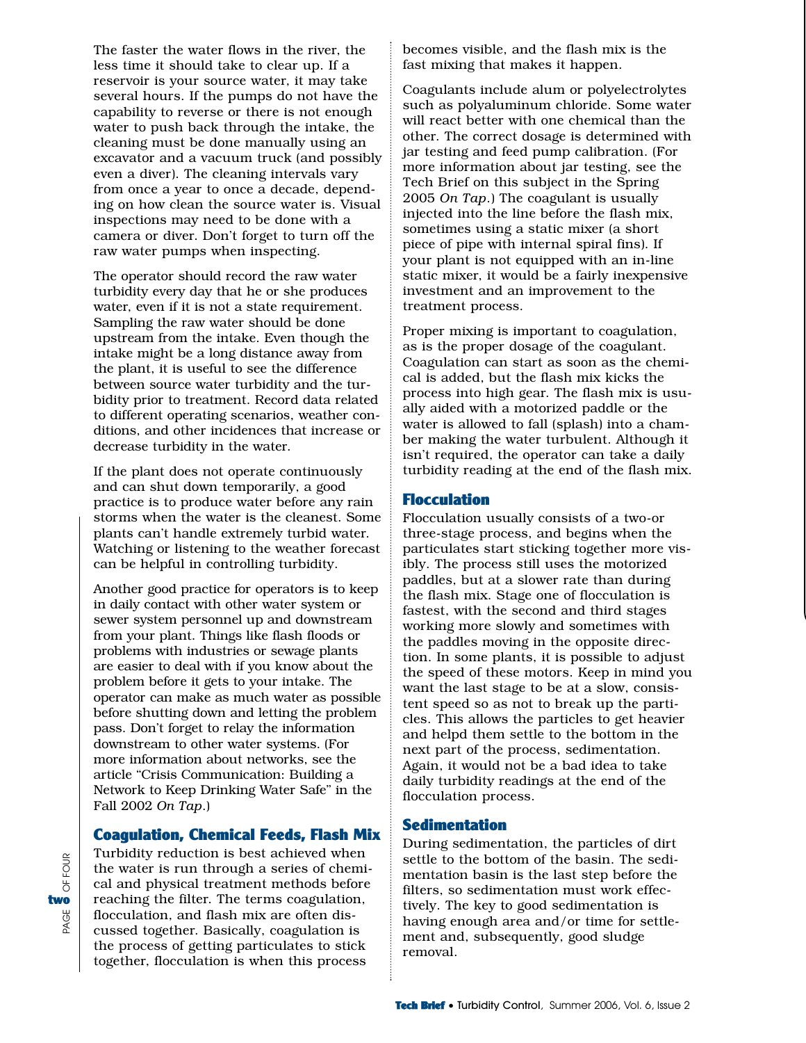The faster the water flows in the river, the less time it should take to clear up. If a reservoir is your source water, it may take several hours. If the pumps do not have the capability to reverse or there is not enough water to push back through the intake, the cleaning must be done manually using an excavator and a vacuum truck (and possibly even a diver). The cleaning intervals vary from once a year to once a decade, depending on how clean the source water is. Visual inspections may need to be done with a camera or diver. Don't forget to turn off the raw water pumps when inspecting.

The operator should record the raw water turbidity every day that he or she produces water, even if it is not a state requirement. Sampling the raw water should be done upstream from the intake. Even though the intake might be a long distance away from the plant, it is useful to see the difference between source water turbidity and the turbidity prior to treatment. Record data related to different operating scenarios, weather conditions, and other incidences that increase or decrease turbidity in the water.

If the plant does not operate continuously and can shut down temporarily, a good practice is to produce water before any rain storms when the water is the cleanest. Some plants can't handle extremely turbid water. Watching or listening to the weather forecast can be helpful in controlling turbidity.

Another good practice for operators is to keep in daily contact with other water system or sewer system personnel up and downstream from your plant. Things like flash floods or problems with industries or sewage plants are easier to deal with if you know about the problem before it gets to your intake. The operator can make as much water as possible before shutting down and letting the problem pass. Don't forget to relay the information downstream to other water systems. (For more information about networks, see the article "Crisis Communication: Building a Network to Keep Drinking Water Safe" in the Fall 2002 *On Tap*.)

## Coagulation, Chemical Feeds, Flash Mix

Turbidity reduction is best achieved when the water is run through a series of chemical and physical treatment methods before reaching the filter. The terms coagulation, flocculation, and flash mix are often discussed together. Basically, coagulation is the process of getting particulates to stick together, flocculation is when this process becomes visible, and the flash mix is the fast mixing that makes it happen.

Coagulants include alum or polyelectrolytes such as polyaluminum chloride. Some water will react better with one chemical than the other. The correct dosage is determined with jar testing and feed pump calibration. (For more information about jar testing, see the Tech Brief on this subject in the Spring 2005 *On Tap*.) The coagulant is usually injected into the line before the flash mix, sometimes using a static mixer (a short piece of pipe with internal spiral fins). If your plant is not equipped with an in-line static mixer, it would be a fairly inexpensive investment and an improvement to the treatment process.

Proper mixing is important to coagulation, as is the proper dosage of the coagulant. Coagulation can start as soon as the chemical is added, but the flash mix kicks the process into high gear. The flash mix is usually aided with a motorized paddle or the water is allowed to fall (splash) into a chamber making the water turbulent. Although it isn't required, the operator can take a daily turbidity reading at the end of the flash mix.

## Flocculation

Flocculation usually consists of a two-or three-stage process, and begins when the particulates start sticking together more visibly. The process still uses the motorized paddles, but at a slower rate than during the flash mix. Stage one of flocculation is fastest, with the second and third stages working more slowly and sometimes with the paddles moving in the opposite direction. In some plants, it is possible to adjust the speed of these motors. Keep in mind you want the last stage to be at a slow, consistent speed so as not to break up the particles. This allows the particles to get heavier and helpd them settle to the bottom in the next part of the process, sedimentation. Again, it would not be a bad idea to take daily turbidity readings at the end of the flocculation process.

## Sedimentation

During sedimentation, the particles of dirt settle to the bottom of the basin. The sedimentation basin is the last step before the filters, so sedimentation must work effectively. The key to good sedimentation is having enough area and/or time for settlement and, subsequently, good sludge removal.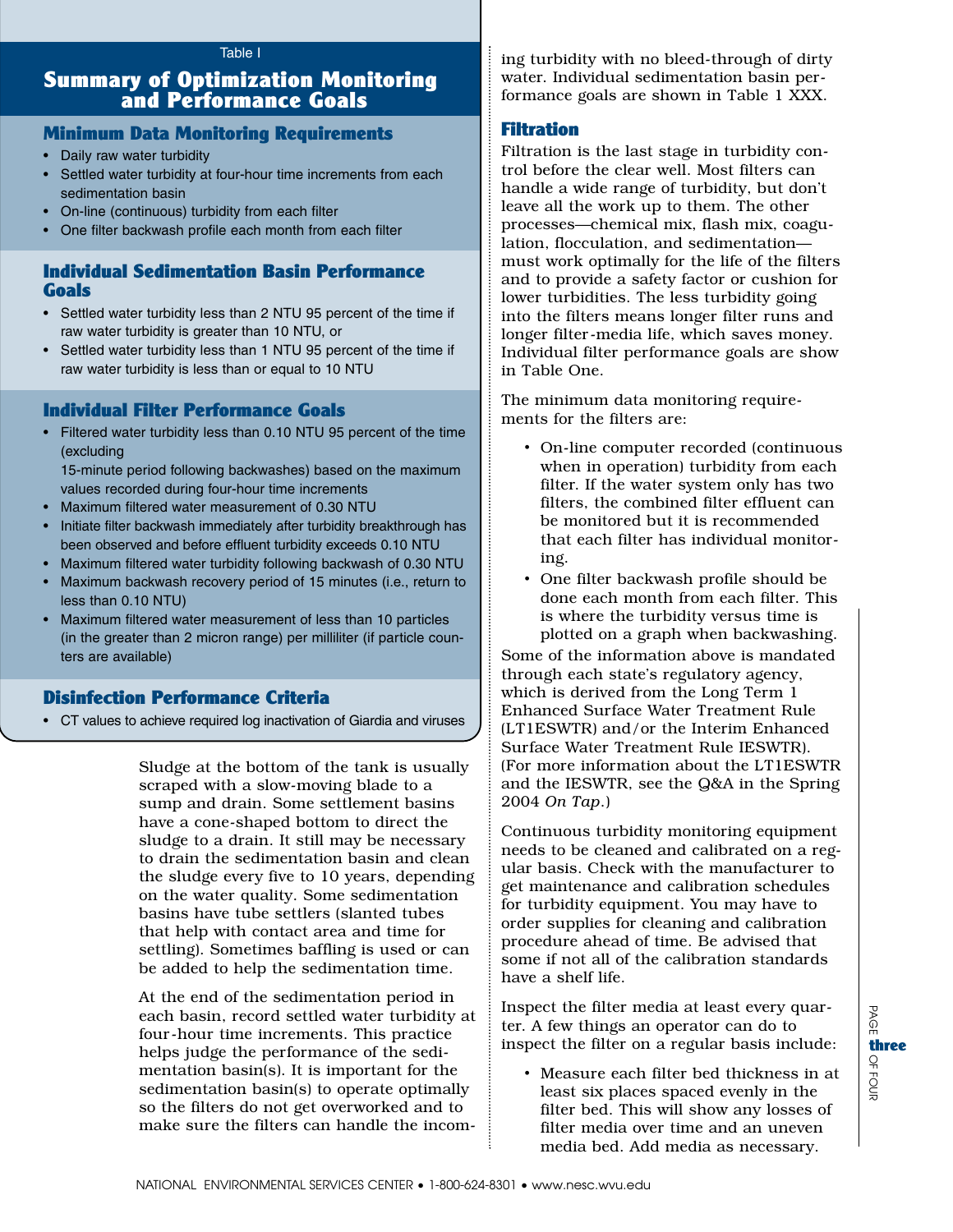Table I

## Summary of Optimization Monitoring and Performance Goals

### Minimum Data Monitoring Requirements

- Daily raw water turbidity
- Settled water turbidity at four-hour time increments from each sedimentation basin
- On-line (continuous) turbidity from each filter
- One filter backwash profile each month from each filter

### Individual Sedimentation Basin Performance Goals

- Settled water turbidity less than 2 NTU 95 percent of the time if raw water turbidity is greater than 10 NTU, or
- Settled water turbidity less than 1 NTU 95 percent of the time if raw water turbidity is less than or equal to 10 NTU

### Individual Filter Performance Goals

- Filtered water turbidity less than 0.10 NTU 95 percent of the time (excluding 15-minute period following backwashes) based on the maximum values recorded during four-hour time increments
- Maximum filtered water measurement of 0.30 NTU
- Initiate filter backwash immediately after turbidity breakthrough has been observed and before effluent turbidity exceeds 0.10 NTU
- Maximum filtered water turbidity following backwash of 0.30 NTU
- Maximum backwash recovery period of 15 minutes (i.e., return to less than 0.10 NTU)
- Maximum filtered water measurement of less than 10 particles (in the greater than 2 micron range) per milliliter (if particle counters are available)

### Disinfection Performance Criteria

- CT values to achieve required log inactivation of Giardia and viruses

Sludge at the bottom of the tank is usually scraped with a slow-moving blade to a sump and drain. Some settlement basins have a cone-shaped bottom to direct the sludge to a drain. It still may be necessary to drain the sedimentation basin and clean the sludge every five to 10 years, depending on the water quality. Some sedimentation basins have tube settlers (slanted tubes that help with contact area and time for settling). Sometimes baffling is used or can be added to help the sedimentation time.

At the end of the sedimentation period in each basin, record settled water turbidity at four-hour time increments. This practice helps judge the performance of the sedimentation basin(s). It is important for the sedimentation basin(s) to operate optimally so the filters do not get overworked and to make sure the filters can handle the incoming turbidity with no bleed-through of dirty water. Individual sedimentation basin performance goals are shown in Table 1 XXX.

## Filtration

Filtration is the last stage in turbidity control before the clear well. Most filters can handle a wide range of turbidity, but don't leave all the work up to them. The other processes—chemical mix, flash mix, coagulation, flocculation, and sedimentation—must work optimally for the life of the filters and to provide a safety factor or cushion for lower turbidities. The less turbidity going into the filters means longer filter runs and longer filter-media life, which saves money. Individual filter performance goals are show in Table One.

The minimum data monitoring requirements for the filters are:

- On-line computer recorded (continuous when in operation) turbidity from each filter. If the water system only has two filters, the combined filter effluent can be monitored but it is recommended that each filter has individual monitoring.
- One filter backwash profile should be done each month from each filter. This is where the turbidity versus time is plotted on a graph when backwashing.

Some of the information above is mandated through each state's regulatory agency, which is derived from the Long Term 1 Enhanced Surface Water Treatment Rule (LT1ESWTR) and/or the Interim Enhanced Surface Water Treatment Rule IESWTR). (For more information about the LT1ESWTR and the IESWTR, see the Q&A in the Spring 2004 *On Tap*.)

Continuous turbidity monitoring equipment needs to be cleaned and calibrated on a regular basis. Check with the manufacturer to get maintenance and calibration schedules for turbidity equipment. You may have to order supplies for cleaning and calibration procedure ahead of time. Be advised that some if not all of the calibration standards have a shelf life.

Inspect the filter media at least every quarter. A few things an operator can do to inspect the filter on a regular basis include:

- Measure each filter bed thickness in at least six places spaced evenly in the filter bed. This will show any losses of filter media over time and an uneven media bed. Add media as necessary.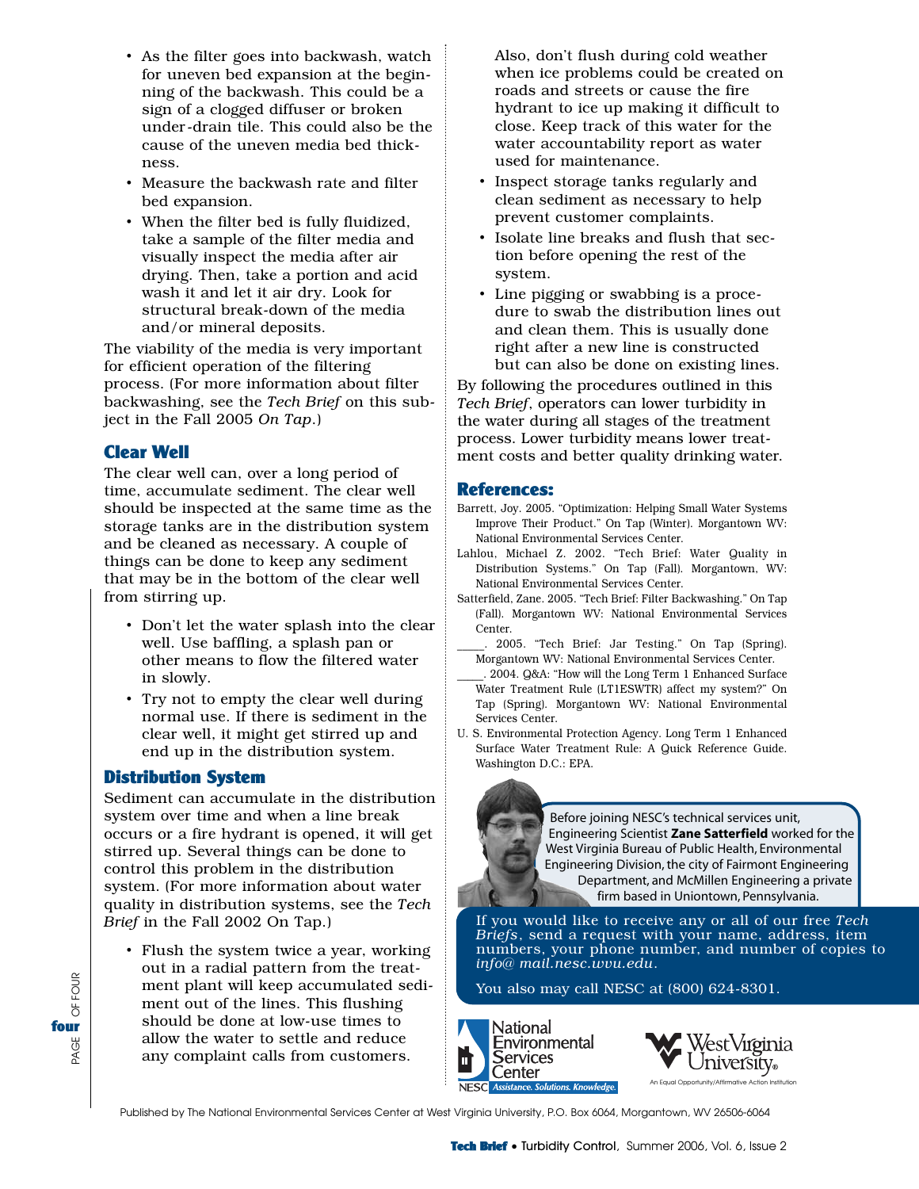- As the filter goes into backwash, watch for uneven bed expansion at the beginning of the backwash. This could be a sign of a clogged diffuser or broken under-drain tile. This could also be the cause of the uneven media bed thickness.
- Measure the backwash rate and filter bed expansion.
- When the filter bed is fully fluidized, take a sample of the filter media and visually inspect the media after air drying. Then, take a portion and acid wash it and let it air dry. Look for structural break-down of the media and/or mineral deposits.

The viability of the media is very important for efficient operation of the filtering process. (For more information about filter backwashing, see the *Tech Brief* on this subject in the Fall 2005 *On Tap*.)

## Clear Well

The clear well can, over a long period of time, accumulate sediment. The clear well should be inspected at the same time as the storage tanks are in the distribution system and be cleaned as necessary. A couple of things can be done to keep any sediment that may be in the bottom of the clear well from stirring up.

- Don't let the water splash into the clear well. Use baffling, a splash pan or other means to flow the filtered water in slowly.
- Try not to empty the clear well during normal use. If there is sediment in the clear well, it might get stirred up and end up in the distribution system.

## Distribution System

Sediment can accumulate in the distribution system over time and when a line break occurs or a fire hydrant is opened, it will get stirred up. Several things can be done to control this problem in the distribution system. (For more information about water quality in distribution systems, see the *Tech Brief* in the Fall 2002 On Tap.)

- Flush the system twice a year, working out in a radial pattern from the treatment plant will keep accumulated sediment out of the lines. This flushing should be done at low-use times to allow the water to settle and reduce any complaint calls from customers. Also, don't flush during cold weather when ice problems could be created on roads and streets or cause the fire hydrant to ice up making it difficult to close. Keep track of this water for the water accountability report as water used for maintenance.
- Inspect storage tanks regularly and clean sediment as necessary to help prevent customer complaints.
- Isolate line breaks and flush that section before opening the rest of the system.
- Line pigging or swabbing is a procedure to swab the distribution lines out and clean them. This is usually done right after a new line is constructed but can also be done on existing lines.

By following the procedures outlined in this *Tech Brief*, operators can lower turbidity in the water during all stages of the treatment process. Lower turbidity means lower treatment costs and better quality drinking water.

## References:

Barrett, Joy. 2005. "Optimization: Helping Small Water Systems Improve Their Product." On Tap (Winter). Morgantown WV: National Environmental Services Center.

Lahlou, Michael Z. 2002. "Tech Brief: Water Quality in Distribution Systems." On Tap (Fall). Morgantown, WV: National Environmental Services Center.

Satterfield, Zane. 2005. "Tech Brief: Filter Backwashing." On Tap (Fall). Morgantown WV: National Environmental Services Center.

_____. 2005. "Tech Brief: Jar Testing." On Tap (Spring). Morgantown WV: National Environmental Services Center.

_____. 2004. Q&A: "How will the Long Term 1 Enhanced Surface Water Treatment Rule (LT1ESWTR) affect my system?" On Tap (Spring). Morgantown WV: National Environmental Services Center.

U. S. Environmental Protection Agency. Long Term 1 Enhanced Surface Water Treatment Rule: A Quick Reference Guide. Washington D.C.: EPA.

Before joining NESC's technical services unit, Engineering Scientist **Zane Satterfield** worked for the West Virginia Bureau of Public Health, Environmental Engineering Division, the city of Fairmont Engineering Department, and McMillen Engineering a private firm based in Uniontown, Pennsylvania.

If you would like to receive any or all of our free *Tech Briefs*, send a request with your name, address, item numbers, your phone number, and number of copies to *info@ mail.nesc.wvu.edu*.

You also may call NESC at (800) 624-8301.

National Environmental Services Center — NESC Assistance. Solutions. Knowledge.

West Virginia University — An Equal Opportunity/Affirmative Action Institution

Published by The National Environmental Services Center at West Virginia University, P.O. Box 6064, Morgantown, WV 26506-6064